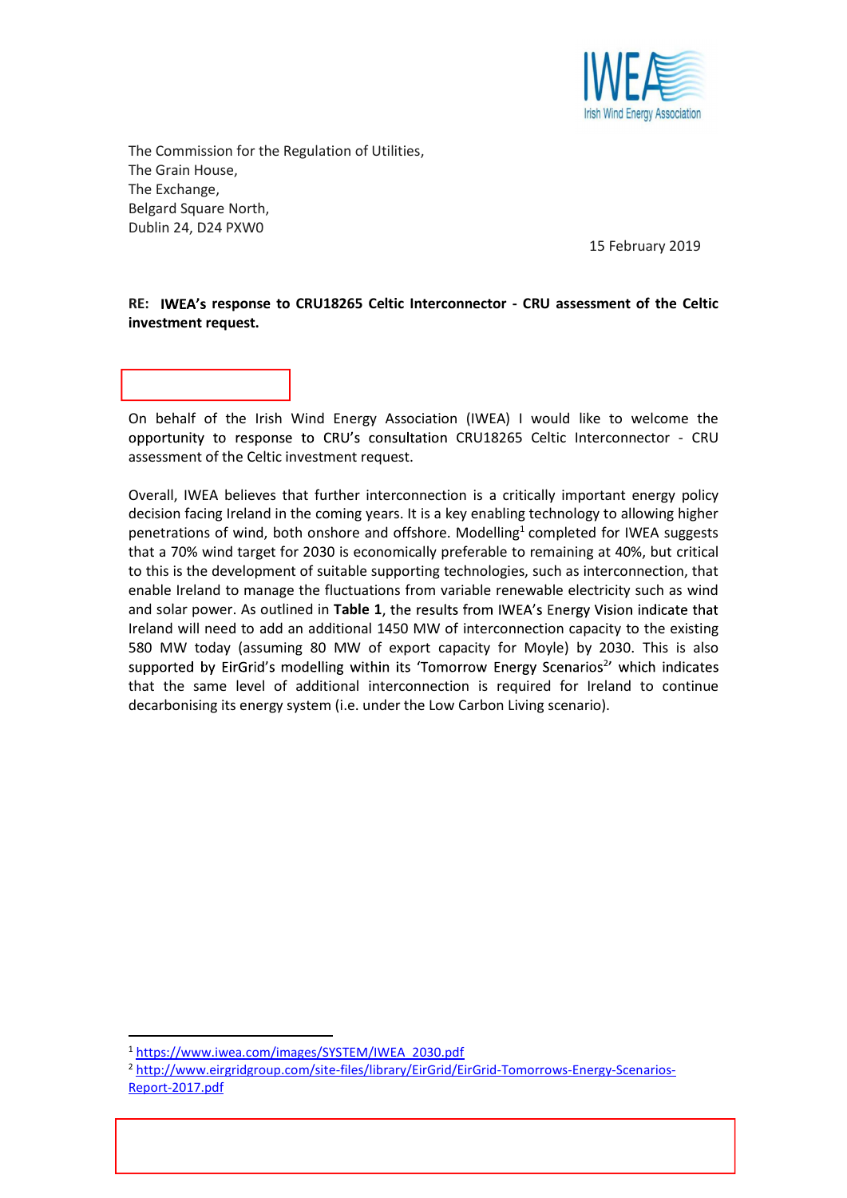The Commission for the Regulation of Utilities,
The Grain House,
The Exchange,
Belgard Square North,
Dublin 24, D24 PXW0

15 February 2019

**RE: IWEA's response to CRU18265 Celtic Interconnector - CRU assessment of the Celtic investment request.**

On behalf of the Irish Wind Energy Association (IWEA) I would like to welcome the opportunity to response to CRU's consultation CRU18265 Celtic Interconnector - CRU assessment of the Celtic investment request.

Overall, IWEA believes that further interconnection is a critically important energy policy decision facing Ireland in the coming years. It is a key enabling technology to allowing higher penetrations of wind, both onshore and offshore. Modelling[1] completed for IWEA suggests that a 70% wind target for 2030 is economically preferable to remaining at 40%, but critical to this is the development of suitable supporting technologies, such as interconnection, that enable Ireland to manage the fluctuations from variable renewable electricity such as wind and solar power. As outlined in **Table 1**, the results from IWEA's Energy Vision indicate that Ireland will need to add an additional 1450 MW of interconnection capacity to the existing 580 MW today (assuming 80 MW of export capacity for Moyle) by 2030. This is also supported by EirGrid's modelling within its 'Tomorrow Energy Scenarios[2]' which indicates that the same level of additional interconnection is required for Ireland to continue decarbonising its energy system (i.e. under the Low Carbon Living scenario).

[1] https://www.iwea.com/images/SYSTEM/IWEA_2030.pdf

[2] http://www.eirgridgroup.com/site-files/library/EirGrid/EirGrid-Tomorrows-Energy-Scenarios-Report-2017.pdf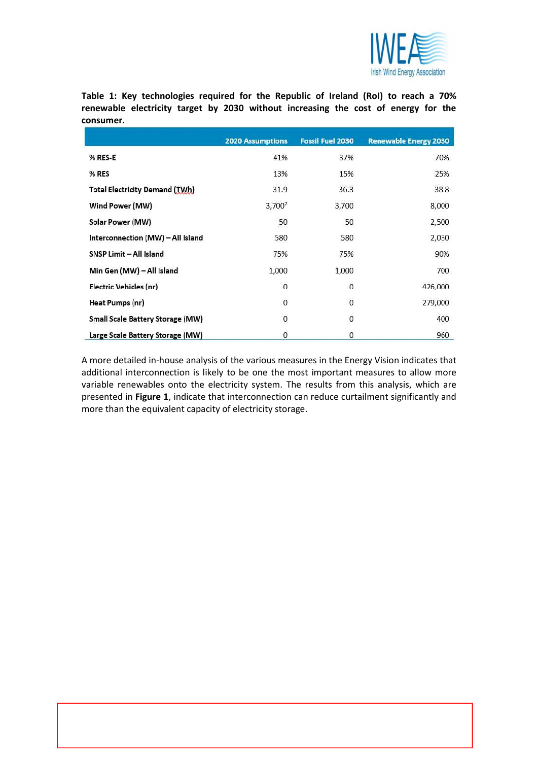**Table 1: Key technologies required for the Republic of Ireland (RoI) to reach a 70% renewable electricity target by 2030 without increasing the cost of energy for the consumer.**

| | 2020 Assumptions | Fossil Fuel 2030 | Renewable Energy 2030 |
|---|---|---|---|
| **% RES-E** | 41% | 37% | 70% |
| **% RES** | 13% | 15% | 25% |
| **Total Electricity Demand (TWh)** | 31.9 | 36.3 | 38.8 |
| **Wind Power (MW)** | 3,700[7] | 3,700 | 8,000 |
| **Solar Power (MW)** | 50 | 50 | 2,500 |
| **Interconnection (MW) – All Island** | 580 | 580 | 2,030 |
| **SNSP Limit – All Island** | 75% | 75% | 90% |
| **Min Gen (MW) – All Island** | 1,000 | 1,000 | 700 |
| **Electric Vehicles (nr)** | 0 | 0 | 426,000 |
| **Heat Pumps (nr)** | 0 | 0 | 279,000 |
| **Small Scale Battery Storage (MW)** | 0 | 0 | 400 |
| **Large Scale Battery Storage (MW)** | 0 | 0 | 960 |

A more detailed in-house analysis of the various measures in the Energy Vision indicates that additional interconnection is likely to be one the most important measures to allow more variable renewables onto the electricity system. The results from this analysis, which are presented in **Figure 1**, indicate that interconnection can reduce curtailment significantly and more than the equivalent capacity of electricity storage.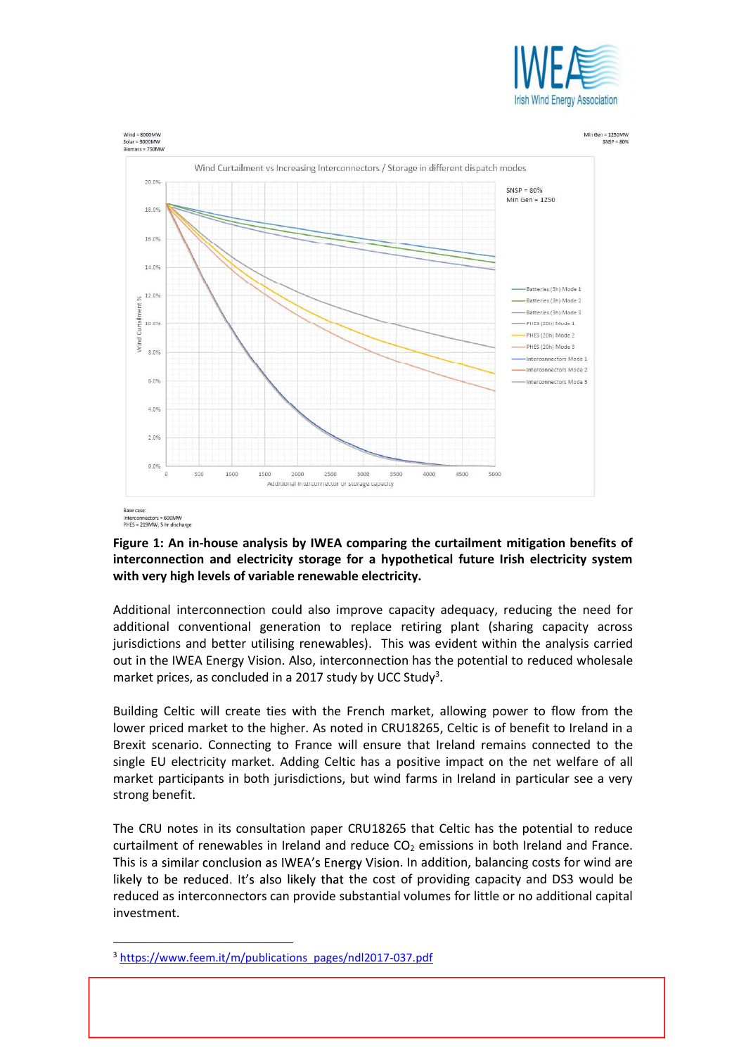Wind = 8000MW
Solar = 3000MW
Biomass = 750MW

Min Gen = 1250MW
SNSP = 80%

Wind Curtailment vs Increasing Interconnectors / Storage in different dispatch modes

SNSP = 80%
Min Gen = 1250

Batteries (3h) Mode 1
Batteries (3h) Mode 2
Batteries (3h) Mode 3
PHES (20h) Mode 1
PHES (20h) Mode 2
PHES (20h) Mode 3
Interconnectors Mode 1
Interconnectors Mode 2
Interconnectors Mode 3

Wind Curtailment %

Additional interconnector or storage capacity

Base case:
Interconnectors = 600MW
PHES = 219MW, 5 hr discharge

**Figure 1: An in-house analysis by IWEA comparing the curtailment mitigation benefits of interconnection and electricity storage for a hypothetical future Irish electricity system with very high levels of variable renewable electricity.**

Additional interconnection could also improve capacity adequacy, reducing the need for additional conventional generation to replace retiring plant (sharing capacity across jurisdictions and better utilising renewables). This was evident within the analysis carried out in the IWEA Energy Vision. Also, interconnection has the potential to reduced wholesale market prices, as concluded in a 2017 study by UCC Study[3].

Building Celtic will create ties with the French market, allowing power to flow from the lower priced market to the higher. As noted in CRU18265, Celtic is of benefit to Ireland in a Brexit scenario. Connecting to France will ensure that Ireland remains connected to the single EU electricity market. Adding Celtic has a positive impact on the net welfare of all market participants in both jurisdictions, but wind farms in Ireland in particular see a very strong benefit.

The CRU notes in its consultation paper CRU18265 that Celtic has the potential to reduce curtailment of renewables in Ireland and reduce $CO_2$ emissions in both Ireland and France. This is a similar conclusion as IWEA's Energy Vision. In addition, balancing costs for wind are likely to be reduced. It's also likely that the cost of providing capacity and DS3 would be reduced as interconnectors can provide substantial volumes for little or no additional capital investment.

[3] https://www.feem.it/m/publications_pages/ndl2017-037.pdf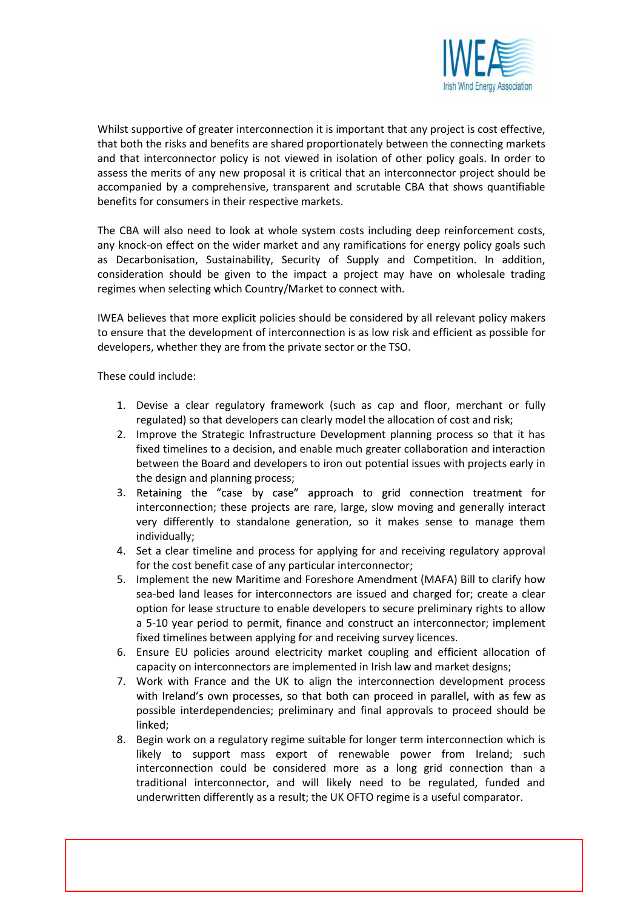Whilst supportive of greater interconnection it is important that any project is cost effective, that both the risks and benefits are shared proportionately between the connecting markets and that interconnector policy is not viewed in isolation of other policy goals. In order to assess the merits of any new proposal it is critical that an interconnector project should be accompanied by a comprehensive, transparent and scrutable CBA that shows quantifiable benefits for consumers in their respective markets.

The CBA will also need to look at whole system costs including deep reinforcement costs, any knock-on effect on the wider market and any ramifications for energy policy goals such as Decarbonisation, Sustainability, Security of Supply and Competition. In addition, consideration should be given to the impact a project may have on wholesale trading regimes when selecting which Country/Market to connect with.

IWEA believes that more explicit policies should be considered by all relevant policy makers to ensure that the development of interconnection is as low risk and efficient as possible for developers, whether they are from the private sector or the TSO.

These could include:

1. Devise a clear regulatory framework (such as cap and floor, merchant or fully regulated) so that developers can clearly model the allocation of cost and risk;
2. Improve the Strategic Infrastructure Development planning process so that it has fixed timelines to a decision, and enable much greater collaboration and interaction between the Board and developers to iron out potential issues with projects early in the design and planning process;
3. Retaining the "case by case" approach to grid connection treatment for interconnection; these projects are rare, large, slow moving and generally interact very differently to standalone generation, so it makes sense to manage them individually;
4. Set a clear timeline and process for applying for and receiving regulatory approval for the cost benefit case of any particular interconnector;
5. Implement the new Maritime and Foreshore Amendment (MAFA) Bill to clarify how sea-bed land leases for interconnectors are issued and charged for; create a clear option for lease structure to enable developers to secure preliminary rights to allow a 5-10 year period to permit, finance and construct an interconnector; implement fixed timelines between applying for and receiving survey licences.
6. Ensure EU policies around electricity market coupling and efficient allocation of capacity on interconnectors are implemented in Irish law and market designs;
7. Work with France and the UK to align the interconnection development process with Ireland's own processes, so that both can proceed in parallel, with as few as possible interdependencies; preliminary and final approvals to proceed should be linked;
8. Begin work on a regulatory regime suitable for longer term interconnection which is likely to support mass export of renewable power from Ireland; such interconnection could be considered more as a long grid connection than a traditional interconnector, and will likely need to be regulated, funded and underwritten differently as a result; the UK OFTO regime is a useful comparator.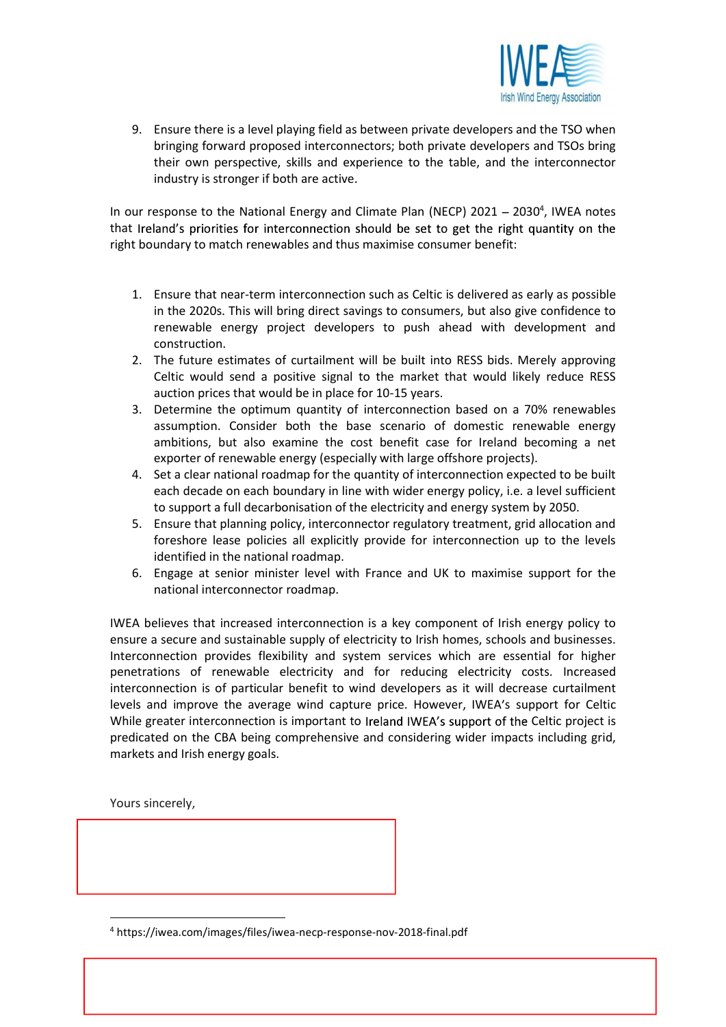9. Ensure there is a level playing field as between private developers and the TSO when bringing forward proposed interconnectors; both private developers and TSOs bring their own perspective, skills and experience to the table, and the interconnector industry is stronger if both are active.

In our response to the National Energy and Climate Plan (NECP) 2021 – 2030[4], IWEA notes that Ireland's priorities for interconnection should be set to get the right quantity on the right boundary to match renewables and thus maximise consumer benefit:

1. Ensure that near-term interconnection such as Celtic is delivered as early as possible in the 2020s. This will bring direct savings to consumers, but also give confidence to renewable energy project developers to push ahead with development and construction.
2. The future estimates of curtailment will be built into RESS bids. Merely approving Celtic would send a positive signal to the market that would likely reduce RESS auction prices that would be in place for 10-15 years.
3. Determine the optimum quantity of interconnection based on a 70% renewables assumption. Consider both the base scenario of domestic renewable energy ambitions, but also examine the cost benefit case for Ireland becoming a net exporter of renewable energy (especially with large offshore projects).
4. Set a clear national roadmap for the quantity of interconnection expected to be built each decade on each boundary in line with wider energy policy, i.e. a level sufficient to support a full decarbonisation of the electricity and energy system by 2050.
5. Ensure that planning policy, interconnector regulatory treatment, grid allocation and foreshore lease policies all explicitly provide for interconnection up to the levels identified in the national roadmap.
6. Engage at senior minister level with France and UK to maximise support for the national interconnector roadmap.

IWEA believes that increased interconnection is a key component of Irish energy policy to ensure a secure and sustainable supply of electricity to Irish homes, schools and businesses. Interconnection provides flexibility and system services which are essential for higher penetrations of renewable electricity and for reducing electricity costs. Increased interconnection is of particular benefit to wind developers as it will decrease curtailment levels and improve the average wind capture price. However, IWEA's support for Celtic While greater interconnection is important to Ireland IWEA's support of the Celtic project is predicated on the CBA being comprehensive and considering wider impacts including grid, markets and Irish energy goals.

Yours sincerely,

[4] https://iwea.com/images/files/iwea-necp-response-nov-2018-final.pdf